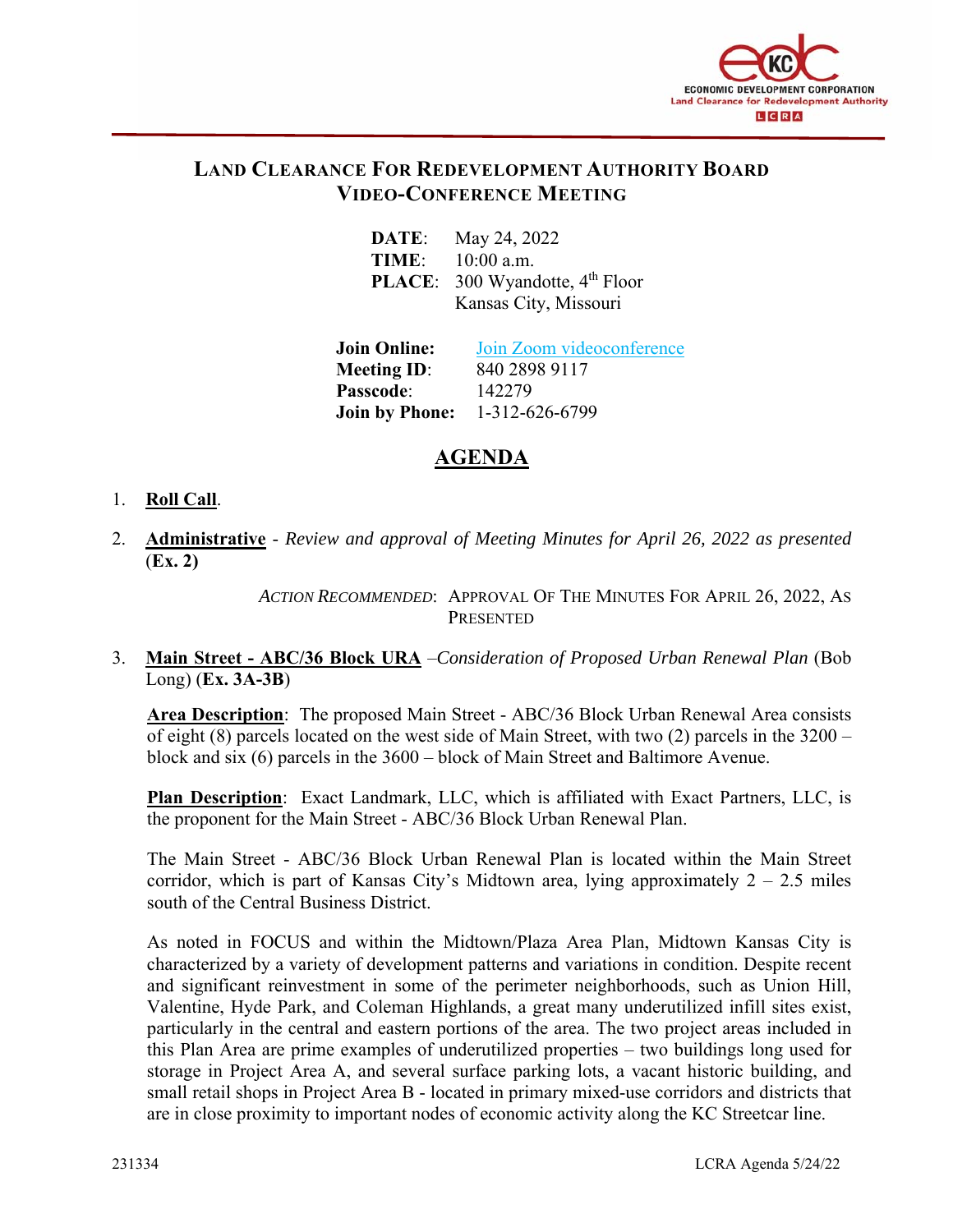ECONOMIC DEVELOPMENT CORPORATION
Land Clearance for Redevelopment Authority
LCRA

# Land Clearance For Redevelopment Authority Board Video-Conference Meeting

**DATE**: May 24, 2022
**TIME**: 10:00 a.m.
**PLACE**: 300 Wyandotte, 4th Floor
Kansas City, Missouri

**Join Online**: Join Zoom videoconference
**Meeting ID**: 840 2898 9117
**Passcode**: 142279
**Join by Phone**: 1-312-626-6799

## AGENDA

1. **Roll Call**.

2. **Administrative** - *Review and approval of Meeting Minutes for April 26, 2022 as presented* (**Ex. 2**)

   *Action Recommended*: Approval Of The Minutes For April 26, 2022, As Presented

3. **Main Street - ABC/36 Block URA** –*Consideration of Proposed Urban Renewal Plan* (Bob Long) (**Ex. 3A-3B**)

   **Area Description**: The proposed Main Street - ABC/36 Block Urban Renewal Area consists of eight (8) parcels located on the west side of Main Street, with two (2) parcels in the 3200 – block and six (6) parcels in the 3600 – block of Main Street and Baltimore Avenue.

   **Plan Description**: Exact Landmark, LLC, which is affiliated with Exact Partners, LLC, is the proponent for the Main Street - ABC/36 Block Urban Renewal Plan.

   The Main Street - ABC/36 Block Urban Renewal Plan is located within the Main Street corridor, which is part of Kansas City's Midtown area, lying approximately 2 – 2.5 miles south of the Central Business District.

   As noted in FOCUS and within the Midtown/Plaza Area Plan, Midtown Kansas City is characterized by a variety of development patterns and variations in condition. Despite recent and significant reinvestment in some of the perimeter neighborhoods, such as Union Hill, Valentine, Hyde Park, and Coleman Highlands, a great many underutilized infill sites exist, particularly in the central and eastern portions of the area. The two project areas included in this Plan Area are prime examples of underutilized properties – two buildings long used for storage in Project Area A, and several surface parking lots, a vacant historic building, and small retail shops in Project Area B - located in primary mixed-use corridors and districts that are in close proximity to important nodes of economic activity along the KC Streetcar line.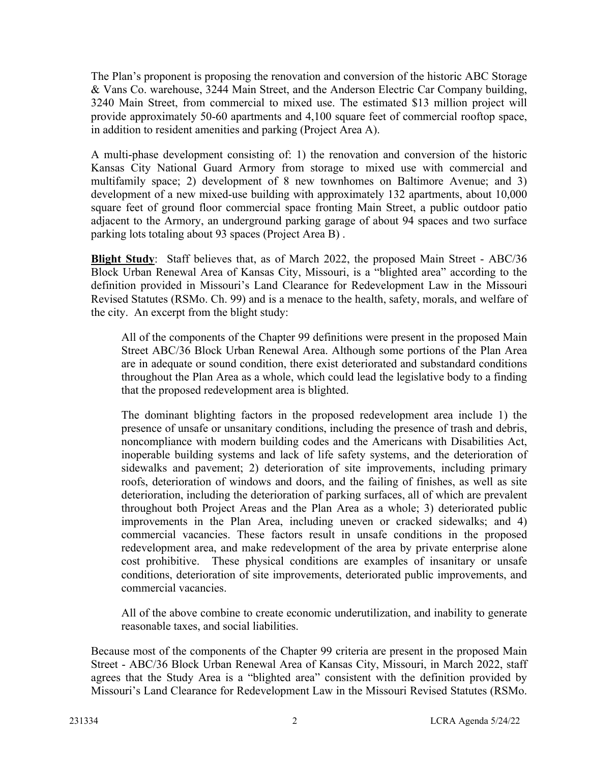The Plan's proponent is proposing the renovation and conversion of the historic ABC Storage & Vans Co. warehouse, 3244 Main Street, and the Anderson Electric Car Company building, 3240 Main Street, from commercial to mixed use. The estimated $13 million project will provide approximately 50-60 apartments and 4,100 square feet of commercial rooftop space, in addition to resident amenities and parking (Project Area A).

A multi-phase development consisting of: 1) the renovation and conversion of the historic Kansas City National Guard Armory from storage to mixed use with commercial and multifamily space; 2) development of 8 new townhomes on Baltimore Avenue; and 3) development of a new mixed-use building with approximately 132 apartments, about 10,000 square feet of ground floor commercial space fronting Main Street, a public outdoor patio adjacent to the Armory, an underground parking garage of about 94 spaces and two surface parking lots totaling about 93 spaces (Project Area B) .

**Blight Study**: Staff believes that, as of March 2022, the proposed Main Street - ABC/36 Block Urban Renewal Area of Kansas City, Missouri, is a "blighted area" according to the definition provided in Missouri's Land Clearance for Redevelopment Law in the Missouri Revised Statutes (RSMo. Ch. 99) and is a menace to the health, safety, morals, and welfare of the city. An excerpt from the blight study:

> All of the components of the Chapter 99 definitions were present in the proposed Main Street ABC/36 Block Urban Renewal Area. Although some portions of the Plan Area are in adequate or sound condition, there exist deteriorated and substandard conditions throughout the Plan Area as a whole, which could lead the legislative body to a finding that the proposed redevelopment area is blighted.
>
> The dominant blighting factors in the proposed redevelopment area include 1) the presence of unsafe or unsanitary conditions, including the presence of trash and debris, noncompliance with modern building codes and the Americans with Disabilities Act, inoperable building systems and lack of life safety systems, and the deterioration of sidewalks and pavement; 2) deterioration of site improvements, including primary roofs, deterioration of windows and doors, and the failing of finishes, as well as site deterioration, including the deterioration of parking surfaces, all of which are prevalent throughout both Project Areas and the Plan Area as a whole; 3) deteriorated public improvements in the Plan Area, including uneven or cracked sidewalks; and 4) commercial vacancies. These factors result in unsafe conditions in the proposed redevelopment area, and make redevelopment of the area by private enterprise alone cost prohibitive. These physical conditions are examples of insanitary or unsafe conditions, deterioration of site improvements, deteriorated public improvements, and commercial vacancies.
>
> All of the above combine to create economic underutilization, and inability to generate reasonable taxes, and social liabilities.

Because most of the components of the Chapter 99 criteria are present in the proposed Main Street - ABC/36 Block Urban Renewal Area of Kansas City, Missouri, in March 2022, staff agrees that the Study Area is a "blighted area" consistent with the definition provided by Missouri's Land Clearance for Redevelopment Law in the Missouri Revised Statutes (RSMo.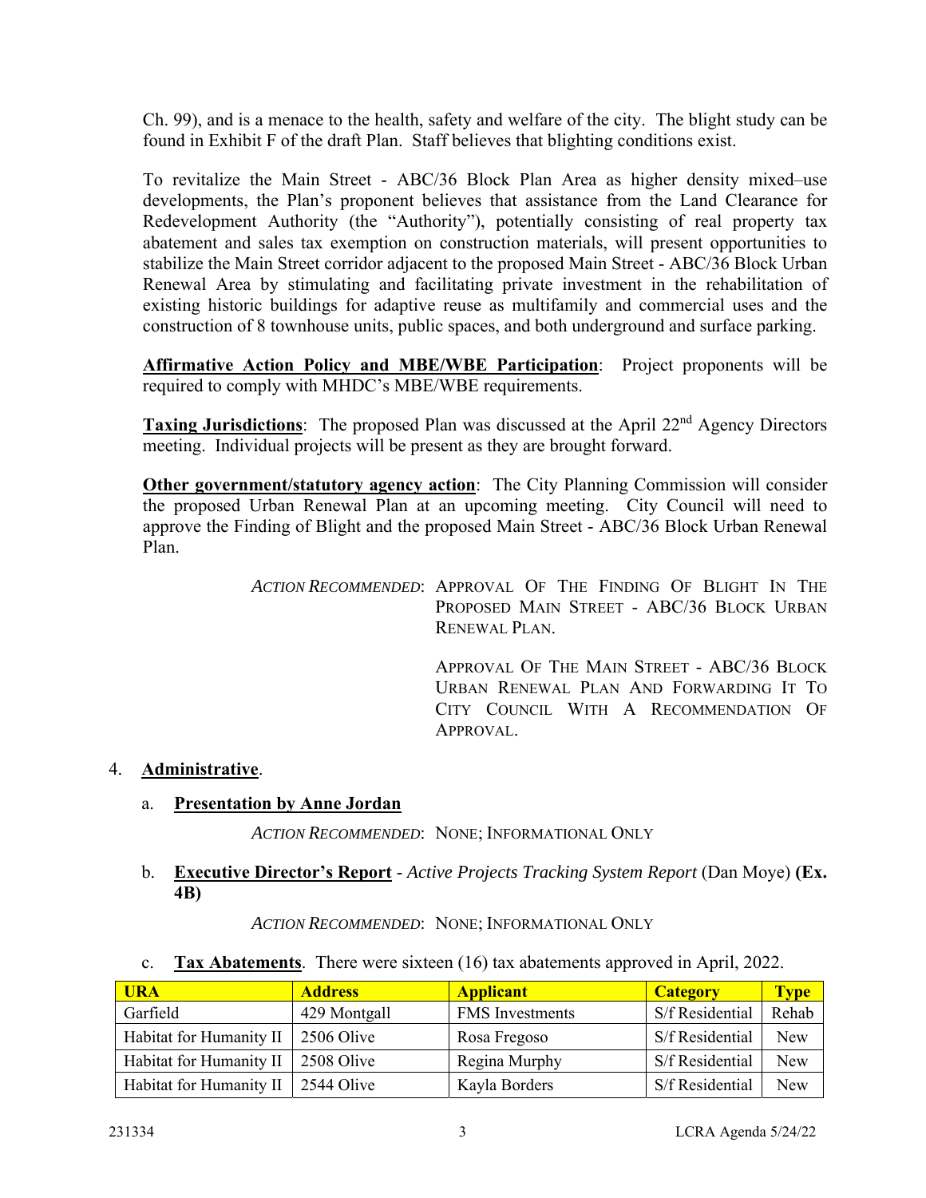Ch. 99), and is a menace to the health, safety and welfare of the city. The blight study can be found in Exhibit F of the draft Plan. Staff believes that blighting conditions exist.

To revitalize the Main Street - ABC/36 Block Plan Area as higher density mixed–use developments, the Plan's proponent believes that assistance from the Land Clearance for Redevelopment Authority (the "Authority"), potentially consisting of real property tax abatement and sales tax exemption on construction materials, will present opportunities to stabilize the Main Street corridor adjacent to the proposed Main Street - ABC/36 Block Urban Renewal Area by stimulating and facilitating private investment in the rehabilitation of existing historic buildings for adaptive reuse as multifamily and commercial uses and the construction of 8 townhouse units, public spaces, and both underground and surface parking.

**Affirmative Action Policy and MBE/WBE Participation**: Project proponents will be required to comply with MHDC's MBE/WBE requirements.

**Taxing Jurisdictions**: The proposed Plan was discussed at the April 22nd Agency Directors meeting. Individual projects will be present as they are brought forward.

**Other government/statutory agency action**: The City Planning Commission will consider the proposed Urban Renewal Plan at an upcoming meeting. City Council will need to approve the Finding of Blight and the proposed Main Street - ABC/36 Block Urban Renewal Plan.

*ACTION RECOMMENDED*: APPROVAL OF THE FINDING OF BLIGHT IN THE PROPOSED MAIN STREET - ABC/36 BLOCK URBAN RENEWAL PLAN.

APPROVAL OF THE MAIN STREET - ABC/36 BLOCK URBAN RENEWAL PLAN AND FORWARDING IT TO CITY COUNCIL WITH A RECOMMENDATION OF APPROVAL.

4. **Administrative**.

   a. **Presentation by Anne Jordan**

   *ACTION RECOMMENDED*: NONE; INFORMATIONAL ONLY

   b. **Executive Director's Report** - *Active Projects Tracking System Report* (Dan Moye) **(Ex. 4B)**

   *ACTION RECOMMENDED*: NONE; INFORMATIONAL ONLY

   c. **Tax Abatements**. There were sixteen (16) tax abatements approved in April, 2022.

| URA | Address | Applicant | Category | Type |
|---|---|---|---|---|
| Garfield | 429 Montgall | FMS Investments | S/f Residential | Rehab |
| Habitat for Humanity II | 2506 Olive | Rosa Fregoso | S/f Residential | New |
| Habitat for Humanity II | 2508 Olive | Regina Murphy | S/f Residential | New |
| Habitat for Humanity II | 2544 Olive | Kayla Borders | S/f Residential | New |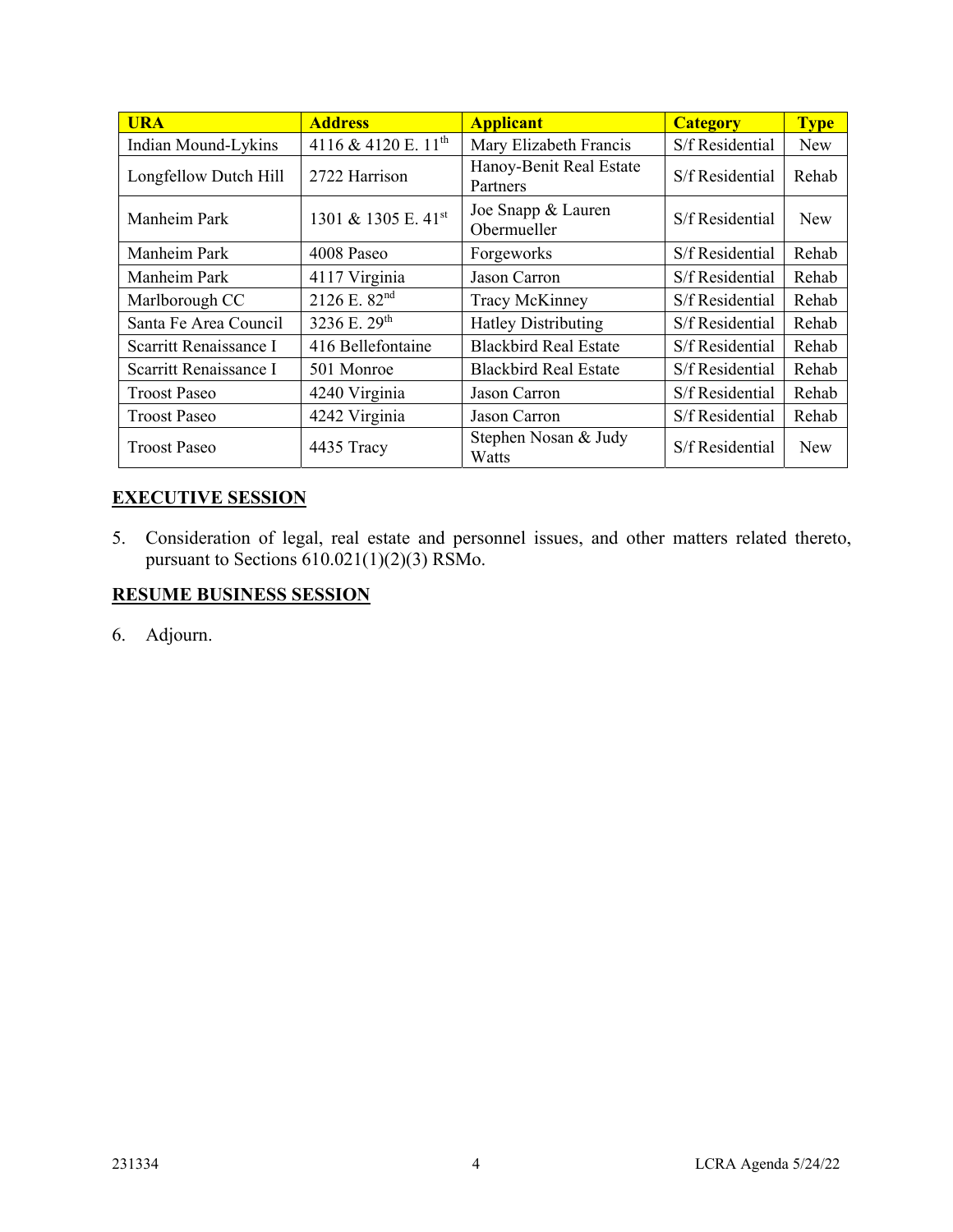| URA | Address | Applicant | Category | Type |
| --- | --- | --- | --- | --- |
| Indian Mound-Lykins | 4116 & 4120 E. 11th | Mary Elizabeth Francis | S/f Residential | New |
| Longfellow Dutch Hill | 2722 Harrison | Hanoy-Benit Real Estate Partners | S/f Residential | Rehab |
| Manheim Park | 1301 & 1305 E. 41st | Joe Snapp & Lauren Obermueller | S/f Residential | New |
| Manheim Park | 4008 Paseo | Forgeworks | S/f Residential | Rehab |
| Manheim Park | 4117 Virginia | Jason Carron | S/f Residential | Rehab |
| Marlborough CC | 2126 E. 82nd | Tracy McKinney | S/f Residential | Rehab |
| Santa Fe Area Council | 3236 E. 29th | Hatley Distributing | S/f Residential | Rehab |
| Scarritt Renaissance I | 416 Bellefontaine | Blackbird Real Estate | S/f Residential | Rehab |
| Scarritt Renaissance I | 501 Monroe | Blackbird Real Estate | S/f Residential | Rehab |
| Troost Paseo | 4240 Virginia | Jason Carron | S/f Residential | Rehab |
| Troost Paseo | 4242 Virginia | Jason Carron | S/f Residential | Rehab |
| Troost Paseo | 4435 Tracy | Stephen Nosan & Judy Watts | S/f Residential | New |

**EXECUTIVE SESSION**

5. Consideration of legal, real estate and personnel issues, and other matters related thereto, pursuant to Sections 610.021(1)(2)(3) RSMo.

**RESUME BUSINESS SESSION**

6. Adjourn.